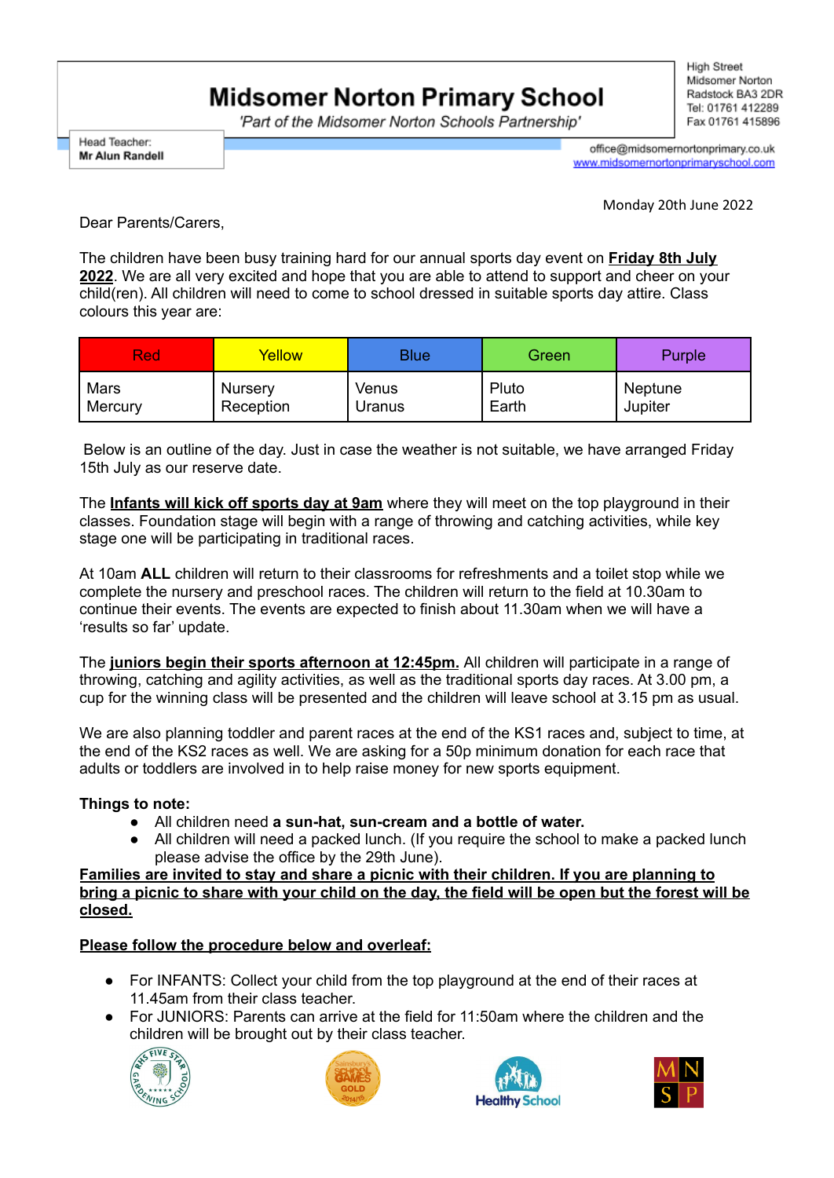# Midsomer Norton Primary School

*'Part of the Midsomer Norton Schools Partnership'*

Head Teacher:
**Mr Alun Randell**

High Street
Midsomer Norton
Radstock BA3 2DR
Tel: 01761 412289
Fax 01761 415896

office@midsomernortonprimary.co.uk
www.midsomernortonprimaryschool.com

Monday 20th June 2022

Dear Parents/Carers,

The children have been busy training hard for our annual sports day event on **Friday 8th July 2022**. We are all very excited and hope that you are able to attend to support and cheer on your child(ren). All children will need to come to school dressed in suitable sports day attire. Class colours this year are:

| Red | Yellow | Blue | Green | Purple |
|---|---|---|---|---|
| Mars<br>Mercury | Nursery<br>Reception | Venus<br>Uranus | Pluto<br>Earth | Neptune<br>Jupiter |

Below is an outline of the day. Just in case the weather is not suitable, we have arranged Friday 15th July as our reserve date.

The **Infants will kick off sports day at 9am** where they will meet on the top playground in their classes. Foundation stage will begin with a range of throwing and catching activities, while key stage one will be participating in traditional races.

At 10am **ALL** children will return to their classrooms for refreshments and a toilet stop while we complete the nursery and preschool races. The children will return to the field at 10.30am to continue their events. The events are expected to finish about 11.30am when we will have a 'results so far' update.

The **juniors begin their sports afternoon at 12:45pm.** All children will participate in a range of throwing, catching and agility activities, as well as the traditional sports day races. At 3.00 pm, a cup for the winning class will be presented and the children will leave school at 3.15 pm as usual.

We are also planning toddler and parent races at the end of the KS1 races and, subject to time, at the end of the KS2 races as well. We are asking for a 50p minimum donation for each race that adults or toddlers are involved in to help raise money for new sports equipment.

**Things to note:**

- All children need **a sun-hat, sun-cream and a bottle of water.**
- All children will need a packed lunch. (If you require the school to make a packed lunch please advise the office by the 29th June).

**Families are invited to stay and share a picnic with their children. If you are planning to bring a picnic to share with your child on the day, the field will be open but the forest will be closed.**

**Please follow the procedure below and overleaf:**

- For INFANTS: Collect your child from the top playground at the end of their races at 11.45am from their class teacher.
- For JUNIORS: Parents can arrive at the field for 11:50am where the children and the children will be brought out by their class teacher.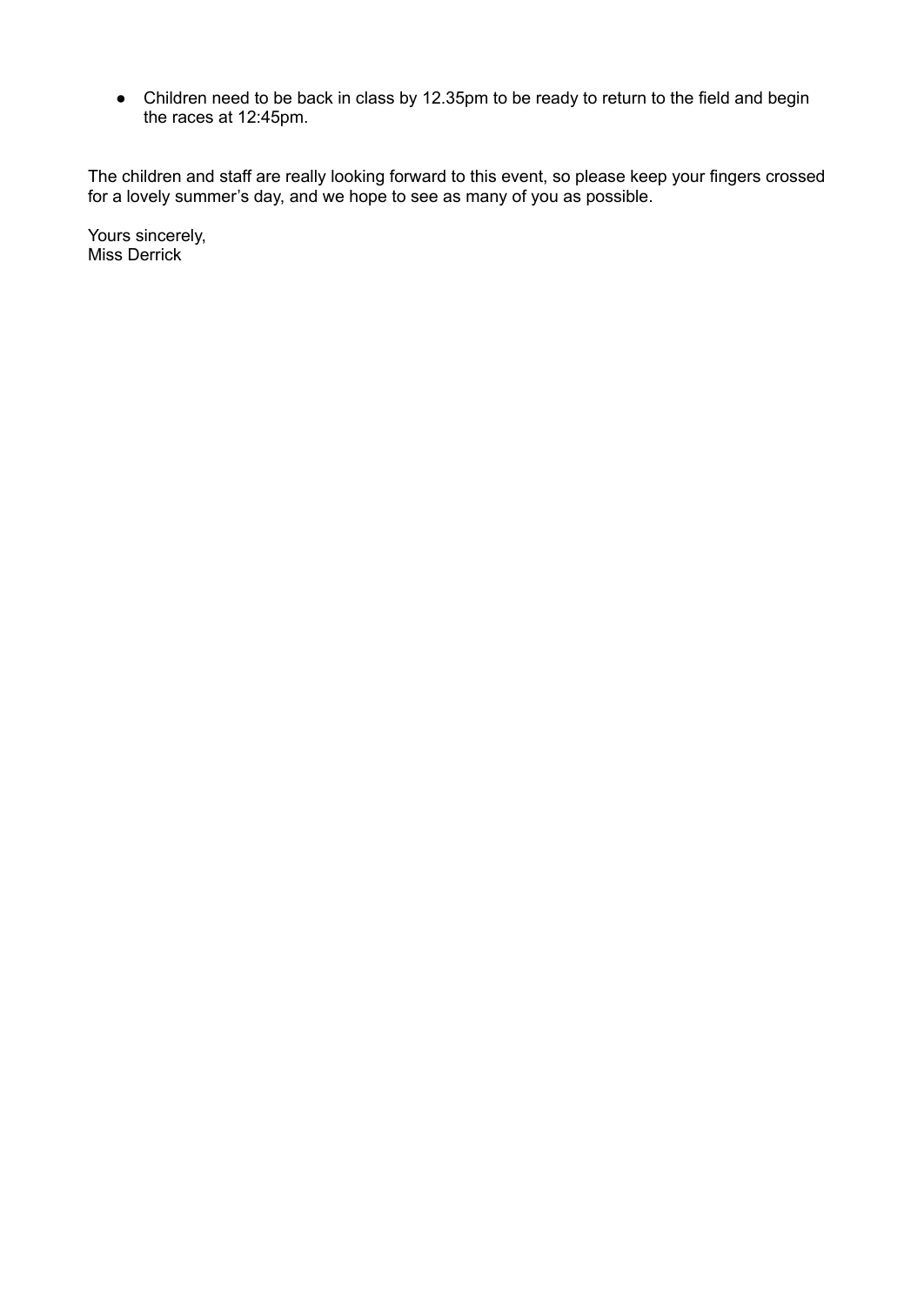- Children need to be back in class by 12.35pm to be ready to return to the field and begin the races at 12:45pm.

The children and staff are really looking forward to this event, so please keep your fingers crossed for a lovely summer's day, and we hope to see as many of you as possible.

Yours sincerely,
Miss Derrick